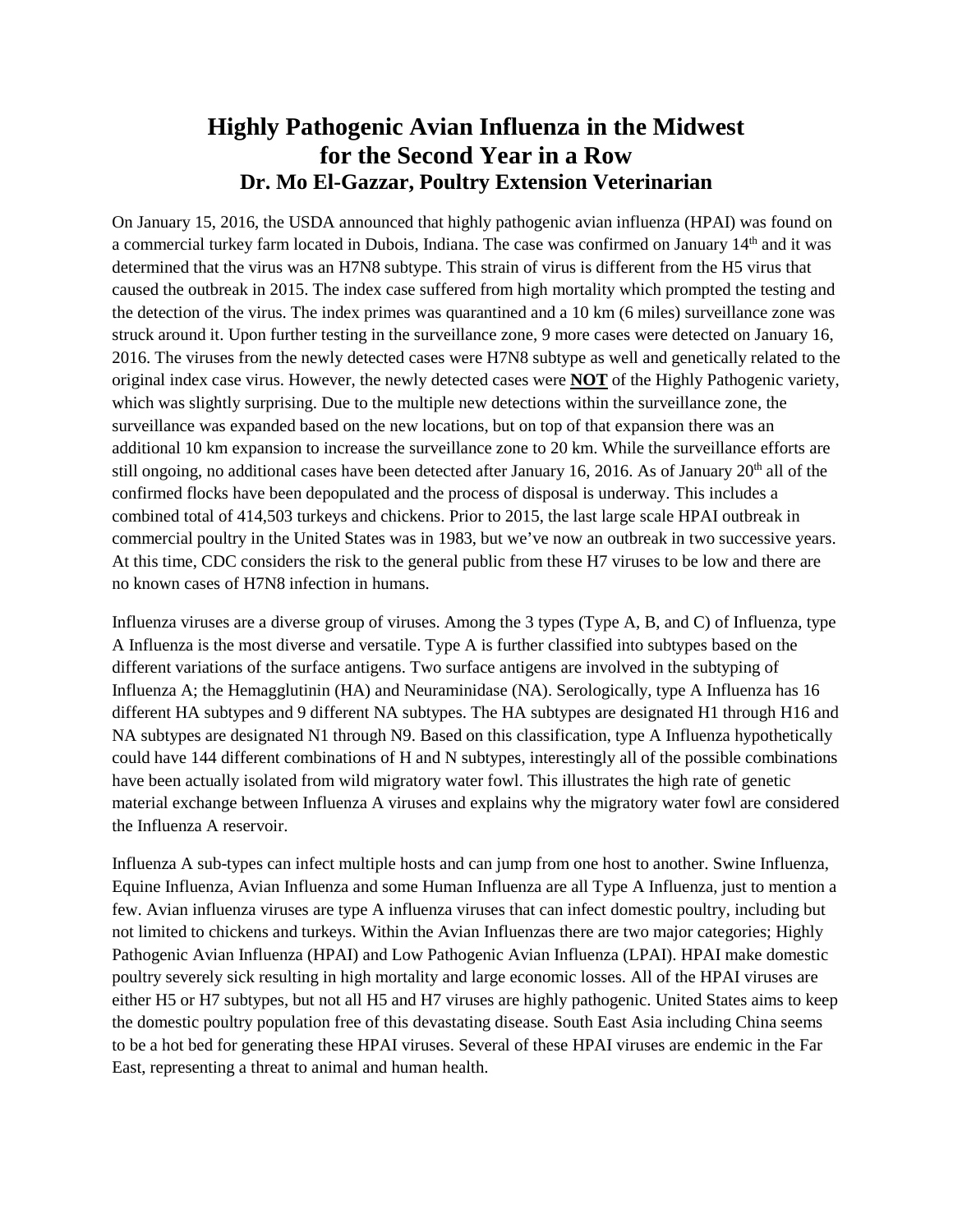# Highly Pathogenic Avian Influenza in the Midwest for the Second Year in a Row

## Dr. Mo El-Gazzar, Poultry Extension Veterinarian

On January 15, 2016, the USDA announced that highly pathogenic avian influenza (HPAI) was found on a commercial turkey farm located in Dubois, Indiana. The case was confirmed on January 14th and it was determined that the virus was an H7N8 subtype. This strain of virus is different from the H5 virus that caused the outbreak in 2015. The index case suffered from high mortality which prompted the testing and the detection of the virus. The index primes was quarantined and a 10 km (6 miles) surveillance zone was struck around it. Upon further testing in the surveillance zone, 9 more cases were detected on January 16, 2016. The viruses from the newly detected cases were H7N8 subtype as well and genetically related to the original index case virus. However, the newly detected cases were **NOT** of the Highly Pathogenic variety, which was slightly surprising. Due to the multiple new detections within the surveillance zone, the surveillance was expanded based on the new locations, but on top of that expansion there was an additional 10 km expansion to increase the surveillance zone to 20 km. While the surveillance efforts are still ongoing, no additional cases have been detected after January 16, 2016. As of January 20th all of the confirmed flocks have been depopulated and the process of disposal is underway. This includes a combined total of 414,503 turkeys and chickens. Prior to 2015, the last large scale HPAI outbreak in commercial poultry in the United States was in 1983, but we've now an outbreak in two successive years. At this time, CDC considers the risk to the general public from these H7 viruses to be low and there are no known cases of H7N8 infection in humans.

Influenza viruses are a diverse group of viruses. Among the 3 types (Type A, B, and C) of Influenza, type A Influenza is the most diverse and versatile. Type A is further classified into subtypes based on the different variations of the surface antigens. Two surface antigens are involved in the subtyping of Influenza A; the Hemagglutinin (HA) and Neuraminidase (NA). Serologically, type A Influenza has 16 different HA subtypes and 9 different NA subtypes. The HA subtypes are designated H1 through H16 and NA subtypes are designated N1 through N9. Based on this classification, type A Influenza hypothetically could have 144 different combinations of H and N subtypes, interestingly all of the possible combinations have been actually isolated from wild migratory water fowl. This illustrates the high rate of genetic material exchange between Influenza A viruses and explains why the migratory water fowl are considered the Influenza A reservoir.

Influenza A sub-types can infect multiple hosts and can jump from one host to another. Swine Influenza, Equine Influenza, Avian Influenza and some Human Influenza are all Type A Influenza, just to mention a few. Avian influenza viruses are type A influenza viruses that can infect domestic poultry, including but not limited to chickens and turkeys. Within the Avian Influenzas there are two major categories; Highly Pathogenic Avian Influenza (HPAI) and Low Pathogenic Avian Influenza (LPAI). HPAI make domestic poultry severely sick resulting in high mortality and large economic losses. All of the HPAI viruses are either H5 or H7 subtypes, but not all H5 and H7 viruses are highly pathogenic. United States aims to keep the domestic poultry population free of this devastating disease. South East Asia including China seems to be a hot bed for generating these HPAI viruses. Several of these HPAI viruses are endemic in the Far East, representing a threat to animal and human health.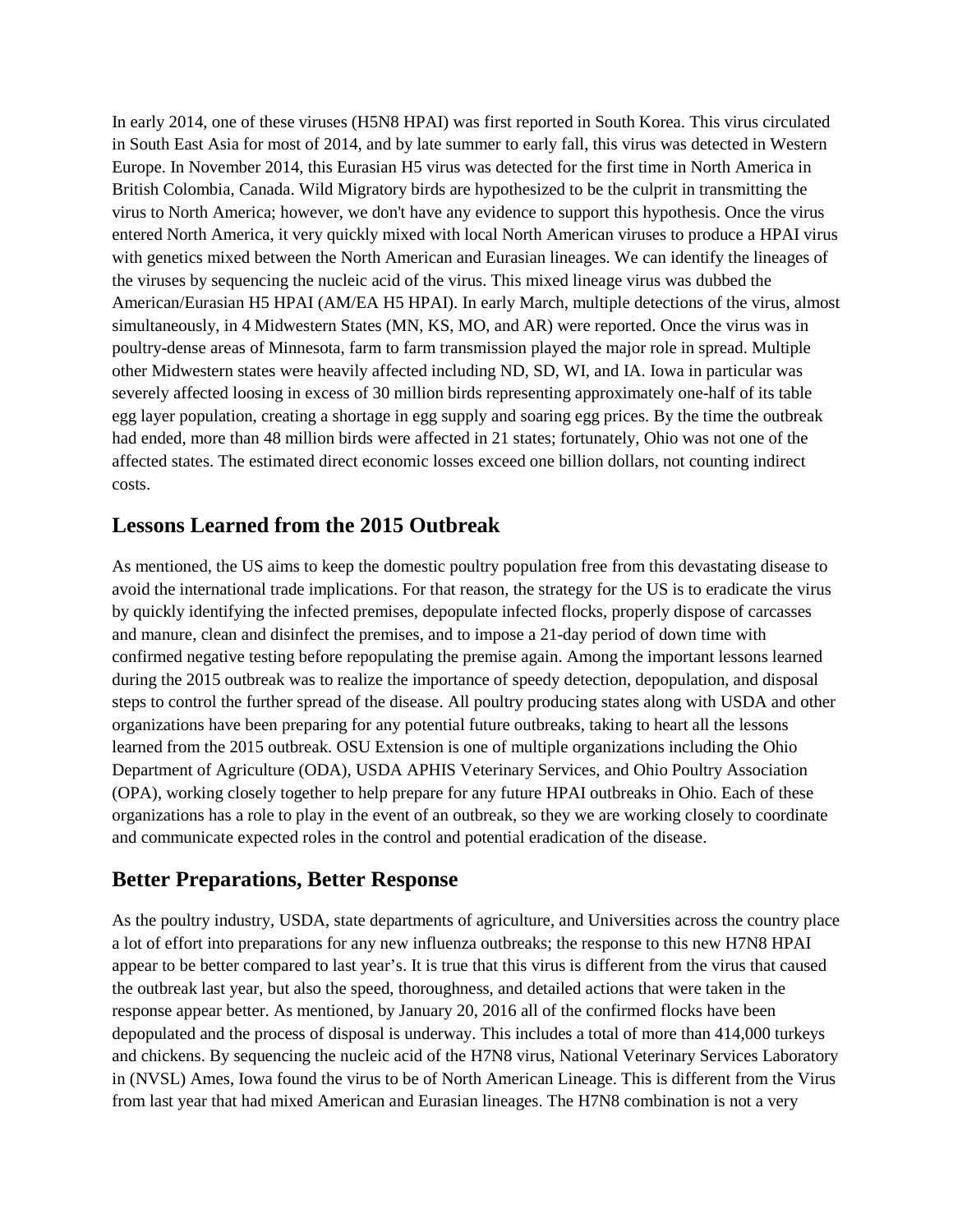In early 2014, one of these viruses (H5N8 HPAI) was first reported in South Korea. This virus circulated in South East Asia for most of 2014, and by late summer to early fall, this virus was detected in Western Europe. In November 2014, this Eurasian H5 virus was detected for the first time in North America in British Colombia, Canada. Wild Migratory birds are hypothesized to be the culprit in transmitting the virus to North America; however, we don't have any evidence to support this hypothesis. Once the virus entered North America, it very quickly mixed with local North American viruses to produce a HPAI virus with genetics mixed between the North American and Eurasian lineages. We can identify the lineages of the viruses by sequencing the nucleic acid of the virus. This mixed lineage virus was dubbed the American/Eurasian H5 HPAI (AM/EA H5 HPAI). In early March, multiple detections of the virus, almost simultaneously, in 4 Midwestern States (MN, KS, MO, and AR) were reported. Once the virus was in poultry-dense areas of Minnesota, farm to farm transmission played the major role in spread. Multiple other Midwestern states were heavily affected including ND, SD, WI, and IA. Iowa in particular was severely affected loosing in excess of 30 million birds representing approximately one-half of its table egg layer population, creating a shortage in egg supply and soaring egg prices. By the time the outbreak had ended, more than 48 million birds were affected in 21 states; fortunately, Ohio was not one of the affected states. The estimated direct economic losses exceed one billion dollars, not counting indirect costs.

## Lessons Learned from the 2015 Outbreak

As mentioned, the US aims to keep the domestic poultry population free from this devastating disease to avoid the international trade implications. For that reason, the strategy for the US is to eradicate the virus by quickly identifying the infected premises, depopulate infected flocks, properly dispose of carcasses and manure, clean and disinfect the premises, and to impose a 21-day period of down time with confirmed negative testing before repopulating the premise again. Among the important lessons learned during the 2015 outbreak was to realize the importance of speedy detection, depopulation, and disposal steps to control the further spread of the disease. All poultry producing states along with USDA and other organizations have been preparing for any potential future outbreaks, taking to heart all the lessons learned from the 2015 outbreak. OSU Extension is one of multiple organizations including the Ohio Department of Agriculture (ODA), USDA APHIS Veterinary Services, and Ohio Poultry Association (OPA), working closely together to help prepare for any future HPAI outbreaks in Ohio. Each of these organizations has a role to play in the event of an outbreak, so they we are working closely to coordinate and communicate expected roles in the control and potential eradication of the disease.

## Better Preparations, Better Response

As the poultry industry, USDA, state departments of agriculture, and Universities across the country place a lot of effort into preparations for any new influenza outbreaks; the response to this new H7N8 HPAI appear to be better compared to last year's. It is true that this virus is different from the virus that caused the outbreak last year, but also the speed, thoroughness, and detailed actions that were taken in the response appear better. As mentioned, by January 20, 2016 all of the confirmed flocks have been depopulated and the process of disposal is underway. This includes a total of more than 414,000 turkeys and chickens. By sequencing the nucleic acid of the H7N8 virus, National Veterinary Services Laboratory in (NVSL) Ames, Iowa found the virus to be of North American Lineage. This is different from the Virus from last year that had mixed American and Eurasian lineages. The H7N8 combination is not a very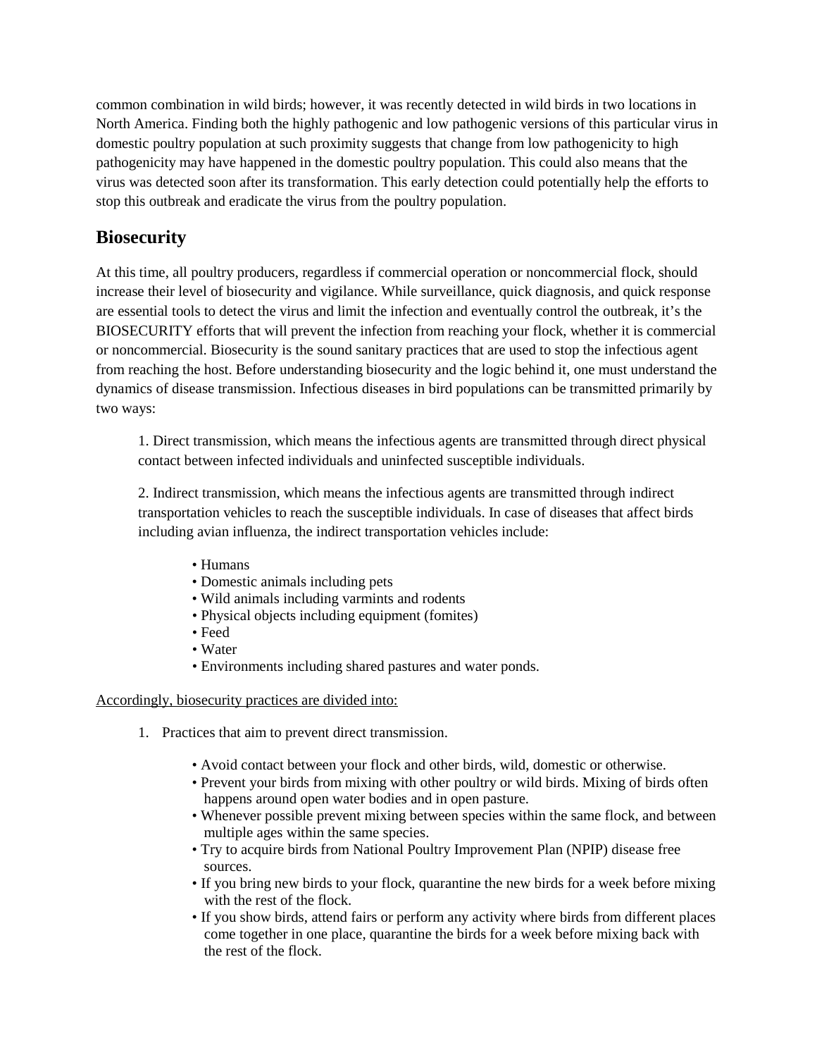common combination in wild birds; however, it was recently detected in wild birds in two locations in North America. Finding both the highly pathogenic and low pathogenic versions of this particular virus in domestic poultry population at such proximity suggests that change from low pathogenicity to high pathogenicity may have happened in the domestic poultry population. This could also means that the virus was detected soon after its transformation. This early detection could potentially help the efforts to stop this outbreak and eradicate the virus from the poultry population.

## Biosecurity

At this time, all poultry producers, regardless if commercial operation or noncommercial flock, should increase their level of biosecurity and vigilance. While surveillance, quick diagnosis, and quick response are essential tools to detect the virus and limit the infection and eventually control the outbreak, it's the BIOSECURITY efforts that will prevent the infection from reaching your flock, whether it is commercial or noncommercial. Biosecurity is the sound sanitary practices that are used to stop the infectious agent from reaching the host. Before understanding biosecurity and the logic behind it, one must understand the dynamics of disease transmission. Infectious diseases in bird populations can be transmitted primarily by two ways:

1. Direct transmission, which means the infectious agents are transmitted through direct physical contact between infected individuals and uninfected susceptible individuals.

2. Indirect transmission, which means the infectious agents are transmitted through indirect transportation vehicles to reach the susceptible individuals. In case of diseases that affect birds including avian influenza, the indirect transportation vehicles include:

    - Humans
    - Domestic animals including pets
    - Wild animals including varmints and rodents
    - Physical objects including equipment (fomites)
    - Feed
    - Water
    - Environments including shared pastures and water ponds.

<u>Accordingly, biosecurity practices are divided into:</u>

1. Practices that aim to prevent direct transmission.

    - Avoid contact between your flock and other birds, wild, domestic or otherwise.
    - Prevent your birds from mixing with other poultry or wild birds. Mixing of birds often happens around open water bodies and in open pasture.
    - Whenever possible prevent mixing between species within the same flock, and between multiple ages within the same species.
    - Try to acquire birds from National Poultry Improvement Plan (NPIP) disease free sources.
    - If you bring new birds to your flock, quarantine the new birds for a week before mixing with the rest of the flock.
    - If you show birds, attend fairs or perform any activity where birds from different places come together in one place, quarantine the birds for a week before mixing back with the rest of the flock.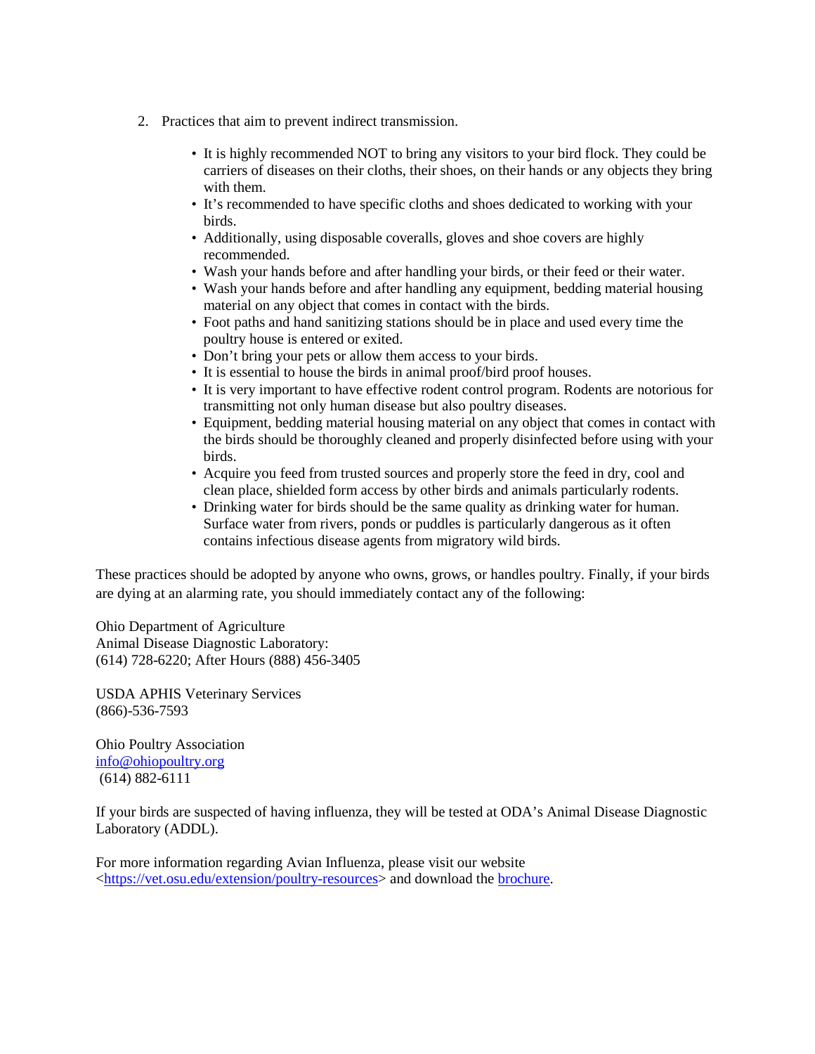2. Practices that aim to prevent indirect transmission.

    - It is highly recommended NOT to bring any visitors to your bird flock. They could be carriers of diseases on their cloths, their shoes, on their hands or any objects they bring with them.
    - It's recommended to have specific cloths and shoes dedicated to working with your birds.
    - Additionally, using disposable coveralls, gloves and shoe covers are highly recommended.
    - Wash your hands before and after handling your birds, or their feed or their water.
    - Wash your hands before and after handling any equipment, bedding material housing material on any object that comes in contact with the birds.
    - Foot paths and hand sanitizing stations should be in place and used every time the poultry house is entered or exited.
    - Don't bring your pets or allow them access to your birds.
    - It is essential to house the birds in animal proof/bird proof houses.
    - It is very important to have effective rodent control program. Rodents are notorious for transmitting not only human disease but also poultry diseases.
    - Equipment, bedding material housing material on any object that comes in contact with the birds should be thoroughly cleaned and properly disinfected before using with your birds.
    - Acquire you feed from trusted sources and properly store the feed in dry, cool and clean place, shielded form access by other birds and animals particularly rodents.
    - Drinking water for birds should be the same quality as drinking water for human. Surface water from rivers, ponds or puddles is particularly dangerous as it often contains infectious disease agents from migratory wild birds.

These practices should be adopted by anyone who owns, grows, or handles poultry. Finally, if your birds are dying at an alarming rate, you should immediately contact any of the following:

Ohio Department of Agriculture
Animal Disease Diagnostic Laboratory:
(614) 728-6220; After Hours (888) 456-3405

USDA APHIS Veterinary Services
(866)-536-7593

Ohio Poultry Association
info@ohiopoultry.org
(614) 882-6111

If your birds are suspected of having influenza, they will be tested at ODA's Animal Disease Diagnostic Laboratory (ADDL).

For more information regarding Avian Influenza, please visit our website <https://vet.osu.edu/extension/poultry-resources> and download the brochure.